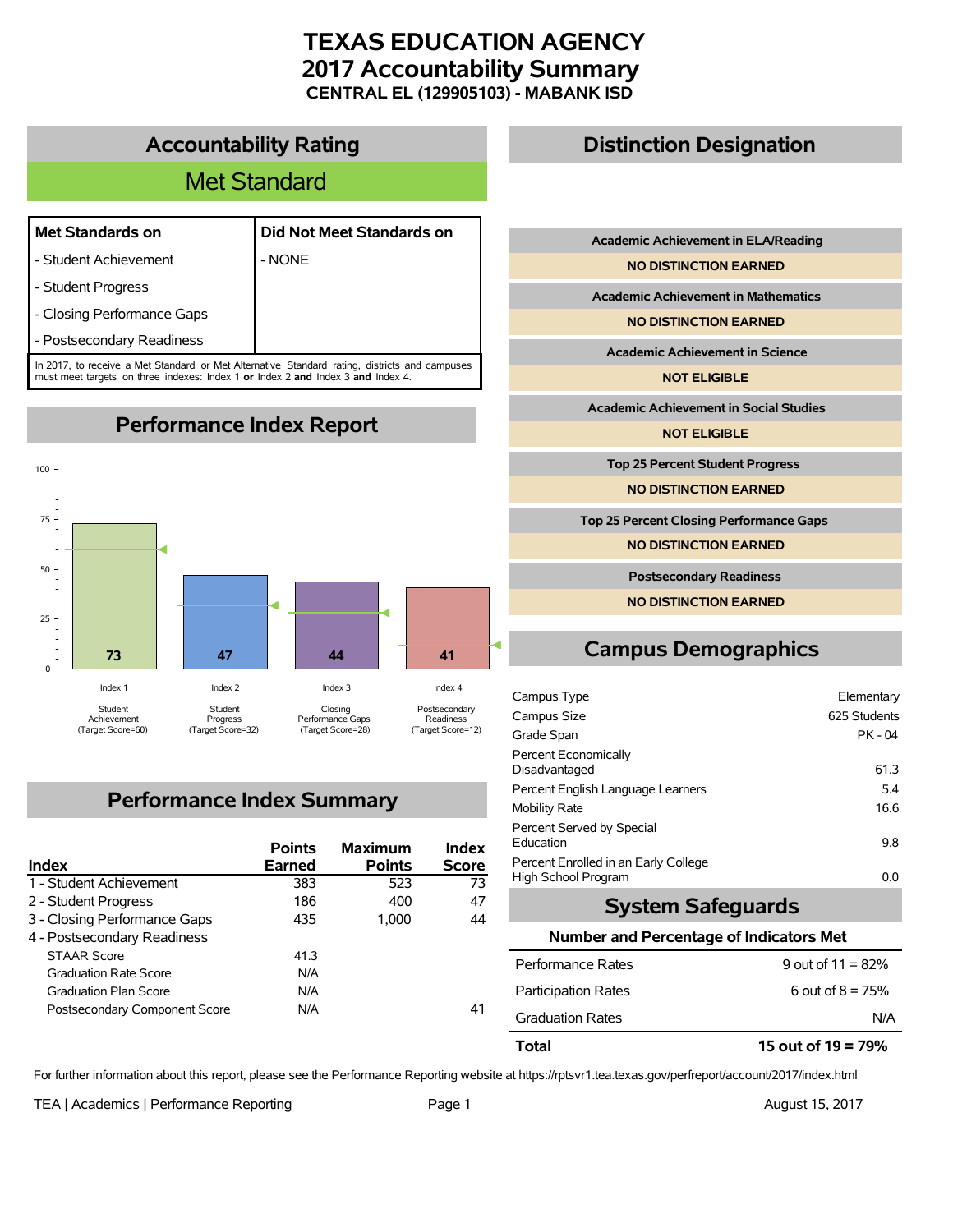# TEXAS EDUCATION AGENCY
# 2017 Accountability Summary
### CENTRAL EL (129905103) - MABANK ISD

## Accountability Rating

**Met Standard**

| Met Standards on | Did Not Meet Standards on |
|---|---|
| - Student Achievement | - NONE |
| - Student Progress | |
| - Closing Performance Gaps | |
| - Postsecondary Readiness | |

In 2017, to receive a Met Standard or Met Alternative Standard rating, districts and campuses must meet targets on three indexes: Index 1 **or** Index 2 **and** Index 3 **and** Index 4.

## Performance Index Report

| Index | Score | Target Score |
|---|---|---|
| Index 1 - Student Achievement | 73 | 60 |
| Index 2 - Student Progress | 47 | 32 |
| Index 3 - Closing Performance Gaps | 44 | 28 |
| Index 4 - Postsecondary Readiness | 41 | 12 |

## Performance Index Summary

| Index | Points Earned | Maximum Points | Index Score |
|---|---|---|---|
| 1 - Student Achievement | 383 | 523 | 73 |
| 2 - Student Progress | 186 | 400 | 47 |
| 3 - Closing Performance Gaps | 435 | 1,000 | 44 |
| 4 - Postsecondary Readiness | | | |
| STAAR Score | 41.3 | | |
| Graduation Rate Score | N/A | | |
| Graduation Plan Score | N/A | | |
| Postsecondary Component Score | N/A | | 41 |

## Distinction Designation

| Distinction | Status |
|---|---|
| Academic Achievement in ELA/Reading | NO DISTINCTION EARNED |
| Academic Achievement in Mathematics | NO DISTINCTION EARNED |
| Academic Achievement in Science | NOT ELIGIBLE |
| Academic Achievement in Social Studies | NOT ELIGIBLE |
| Top 25 Percent Student Progress | NO DISTINCTION EARNED |
| Top 25 Percent Closing Performance Gaps | NO DISTINCTION EARNED |
| Postsecondary Readiness | NO DISTINCTION EARNED |

## Campus Demographics

| | |
|---|---|
| Campus Type | Elementary |
| Campus Size | 625 Students |
| Grade Span | PK - 04 |
| Percent Economically Disadvantaged | 61.3 |
| Percent English Language Learners | 5.4 |
| Mobility Rate | 16.6 |
| Percent Served by Special Education | 9.8 |
| Percent Enrolled in an Early College High School Program | 0.0 |

## System Safeguards

**Number and Percentage of Indicators Met**

| | |
|---|---|
| Performance Rates | 9 out of 11 = 82% |
| Participation Rates | 6 out of 8 = 75% |
| Graduation Rates | N/A |
| **Total** | **15 out of 19 = 79%** |

For further information about this report, please see the Performance Reporting website at https://rptsvr1.tea.texas.gov/perfreport/account/2017/index.html

TEA | Academics | Performance Reporting — August 15, 2017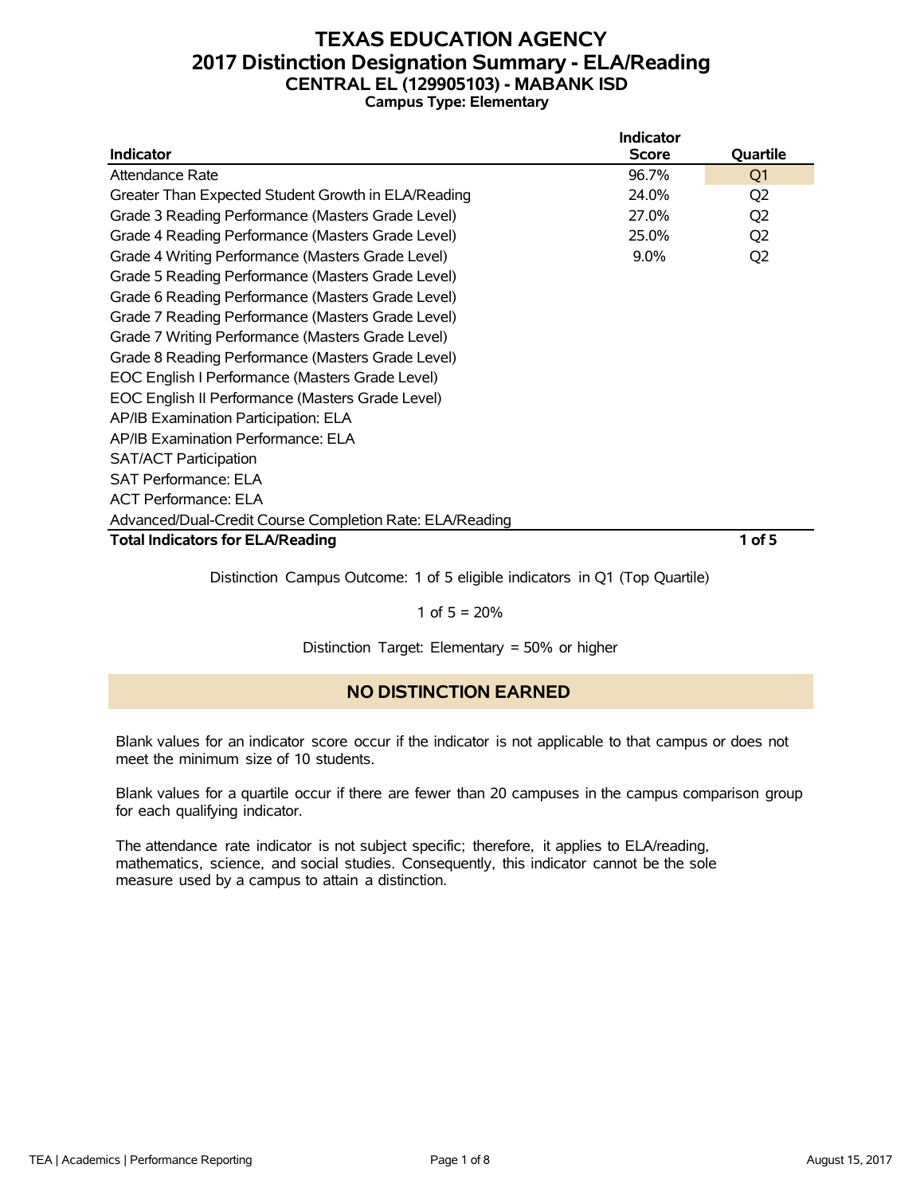# TEXAS EDUCATION AGENCY
## 2017 Distinction Designation Summary - ELA/Reading
### CENTRAL EL (129905103) - MABANK ISD
**Campus Type: Elementary**

| Indicator | Indicator Score | Quartile |
|---|---|---|
| Attendance Rate | 96.7% | Q1 |
| Greater Than Expected Student Growth in ELA/Reading | 24.0% | Q2 |
| Grade 3 Reading Performance (Masters Grade Level) | 27.0% | Q2 |
| Grade 4 Reading Performance (Masters Grade Level) | 25.0% | Q2 |
| Grade 4 Writing Performance (Masters Grade Level) | 9.0% | Q2 |
| Grade 5 Reading Performance (Masters Grade Level) | | |
| Grade 6 Reading Performance (Masters Grade Level) | | |
| Grade 7 Reading Performance (Masters Grade Level) | | |
| Grade 7 Writing Performance (Masters Grade Level) | | |
| Grade 8 Reading Performance (Masters Grade Level) | | |
| EOC English I Performance (Masters Grade Level) | | |
| EOC English II Performance (Masters Grade Level) | | |
| AP/IB Examination Participation: ELA | | |
| AP/IB Examination Performance: ELA | | |
| SAT/ACT Participation | | |
| SAT Performance: ELA | | |
| ACT Performance: ELA | | |
| Advanced/Dual-Credit Course Completion Rate: ELA/Reading | | |
| **Total Indicators for ELA/Reading** | | **1 of 5** |

Distinction Campus Outcome: 1 of 5 eligible indicators in Q1 (Top Quartile)

1 of 5 = 20%

Distinction Target: Elementary = 50% or higher

**NO DISTINCTION EARNED**

Blank values for an indicator score occur if the indicator is not applicable to that campus or does not meet the minimum size of 10 students.

Blank values for a quartile occur if there are fewer than 20 campuses in the campus comparison group for each qualifying indicator.

The attendance rate indicator is not subject specific; therefore, it applies to ELA/reading, mathematics, science, and social studies. Consequently, this indicator cannot be the sole measure used by a campus to attain a distinction.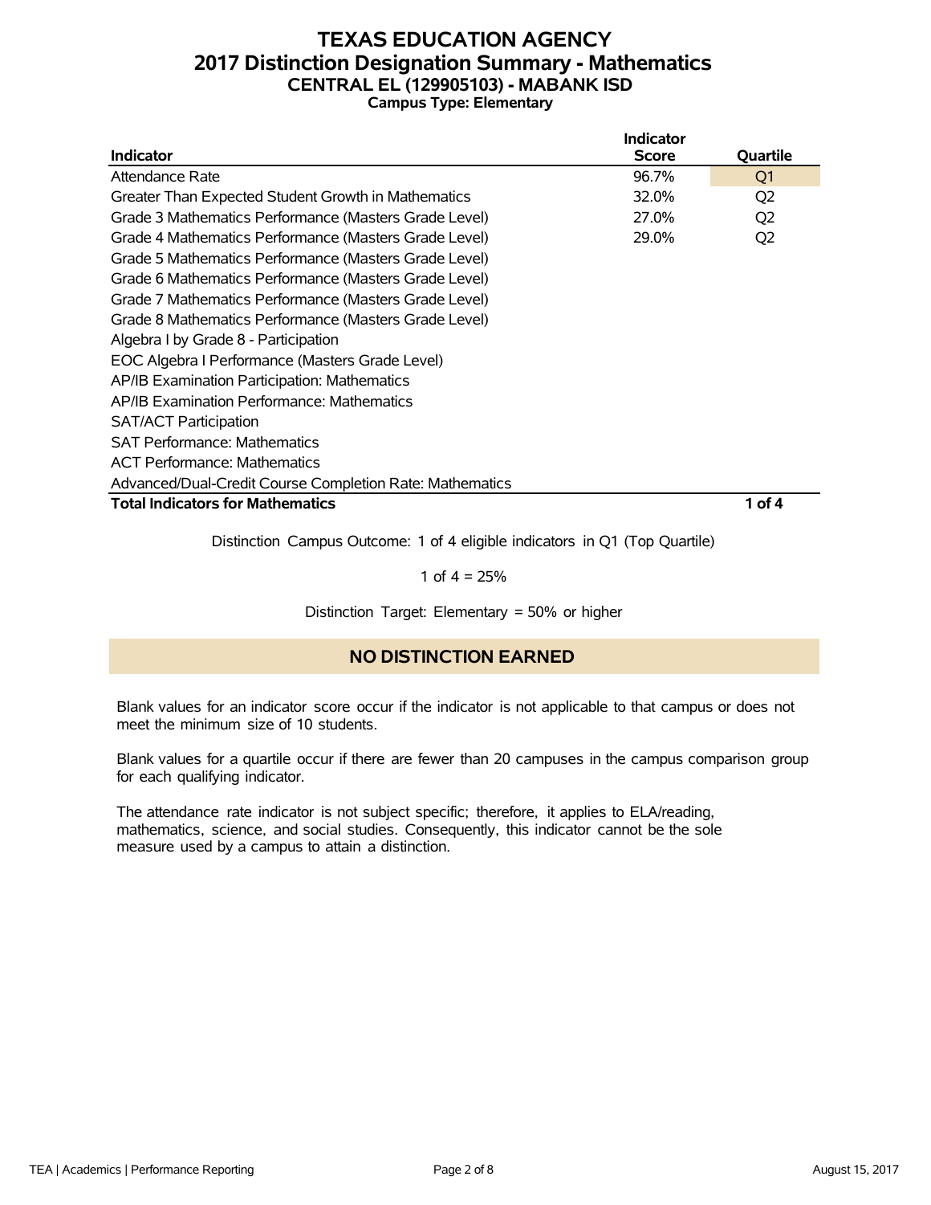# TEXAS EDUCATION AGENCY
## 2017 Distinction Designation Summary - Mathematics
### CENTRAL EL (129905103) - MABANK ISD
**Campus Type: Elementary**

| Indicator | Indicator Score | Quartile |
|---|---|---|
| Attendance Rate | 96.7% | Q1 |
| Greater Than Expected Student Growth in Mathematics | 32.0% | Q2 |
| Grade 3 Mathematics Performance (Masters Grade Level) | 27.0% | Q2 |
| Grade 4 Mathematics Performance (Masters Grade Level) | 29.0% | Q2 |
| Grade 5 Mathematics Performance (Masters Grade Level) | | |
| Grade 6 Mathematics Performance (Masters Grade Level) | | |
| Grade 7 Mathematics Performance (Masters Grade Level) | | |
| Grade 8 Mathematics Performance (Masters Grade Level) | | |
| Algebra I by Grade 8 - Participation | | |
| EOC Algebra I Performance (Masters Grade Level) | | |
| AP/IB Examination Participation: Mathematics | | |
| AP/IB Examination Performance: Mathematics | | |
| SAT/ACT Participation | | |
| SAT Performance: Mathematics | | |
| ACT Performance: Mathematics | | |
| Advanced/Dual-Credit Course Completion Rate: Mathematics | | |
| **Total Indicators for Mathematics** | | **1 of 4** |

Distinction Campus Outcome: 1 of 4 eligible indicators in Q1 (Top Quartile)

1 of 4 = 25%

Distinction Target: Elementary = 50% or higher

**NO DISTINCTION EARNED**

Blank values for an indicator score occur if the indicator is not applicable to that campus or does not meet the minimum size of 10 students.

Blank values for a quartile occur if there are fewer than 20 campuses in the campus comparison group for each qualifying indicator.

The attendance rate indicator is not subject specific; therefore, it applies to ELA/reading, mathematics, science, and social studies. Consequently, this indicator cannot be the sole measure used by a campus to attain a distinction.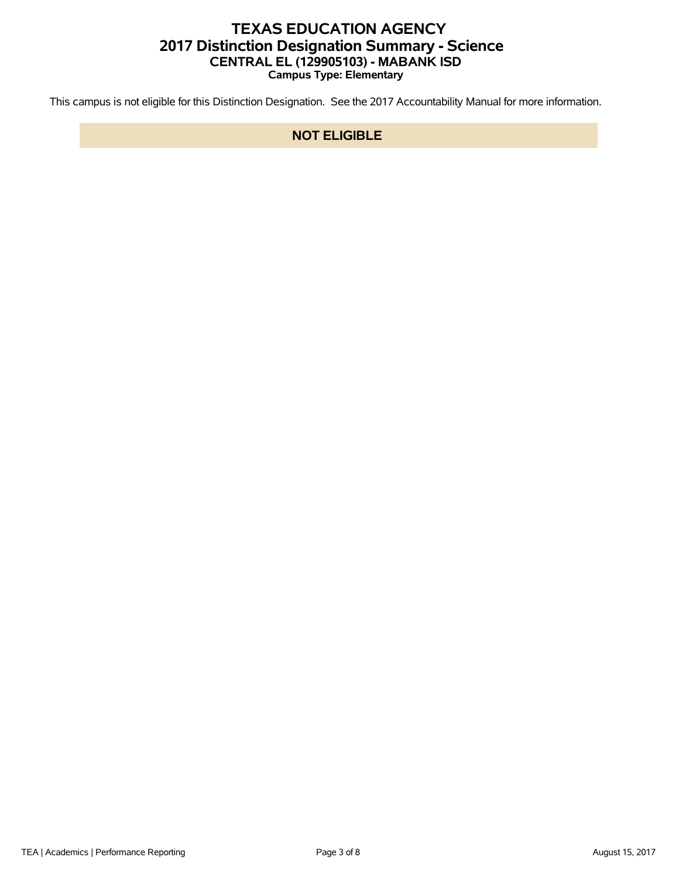# TEXAS EDUCATION AGENCY
## 2017 Distinction Designation Summary - Science
### CENTRAL EL (129905103) - MABANK ISD
**Campus Type: Elementary**

This campus is not eligible for this Distinction Designation. See the 2017 Accountability Manual for more information.

**NOT ELIGIBLE**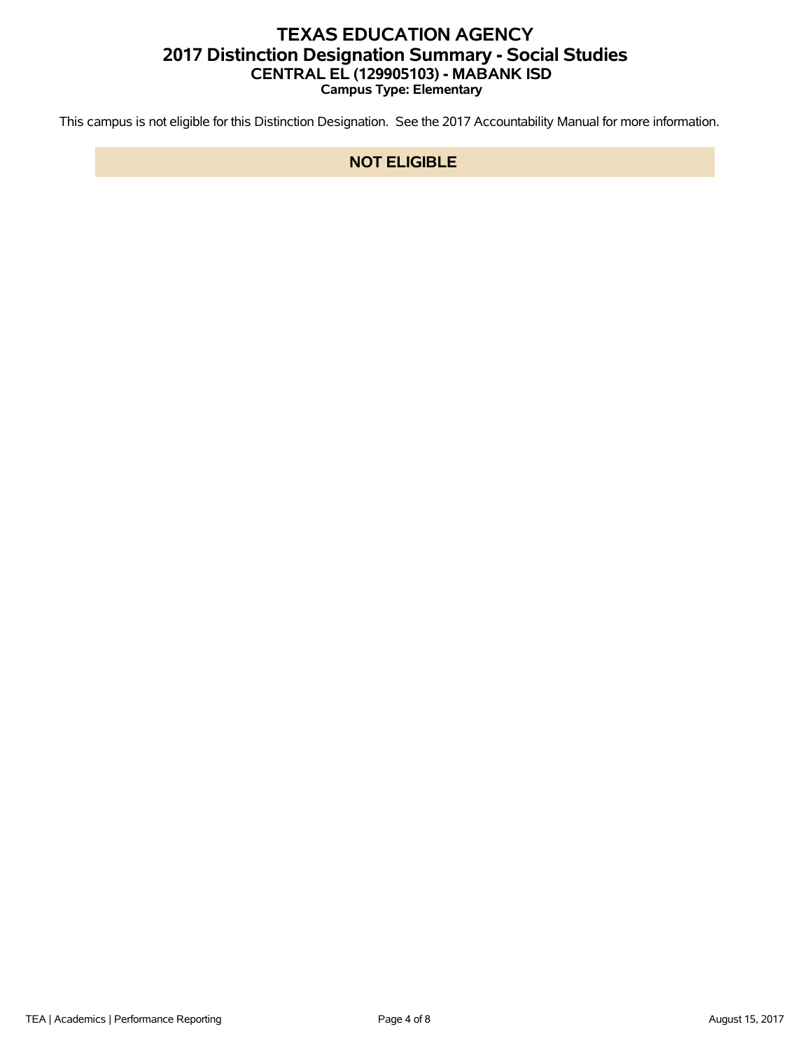# TEXAS EDUCATION AGENCY
## 2017 Distinction Designation Summary - Social Studies
### CENTRAL EL (129905103) - MABANK ISD
**Campus Type: Elementary**

This campus is not eligible for this Distinction Designation. See the 2017 Accountability Manual for more information.

**NOT ELIGIBLE**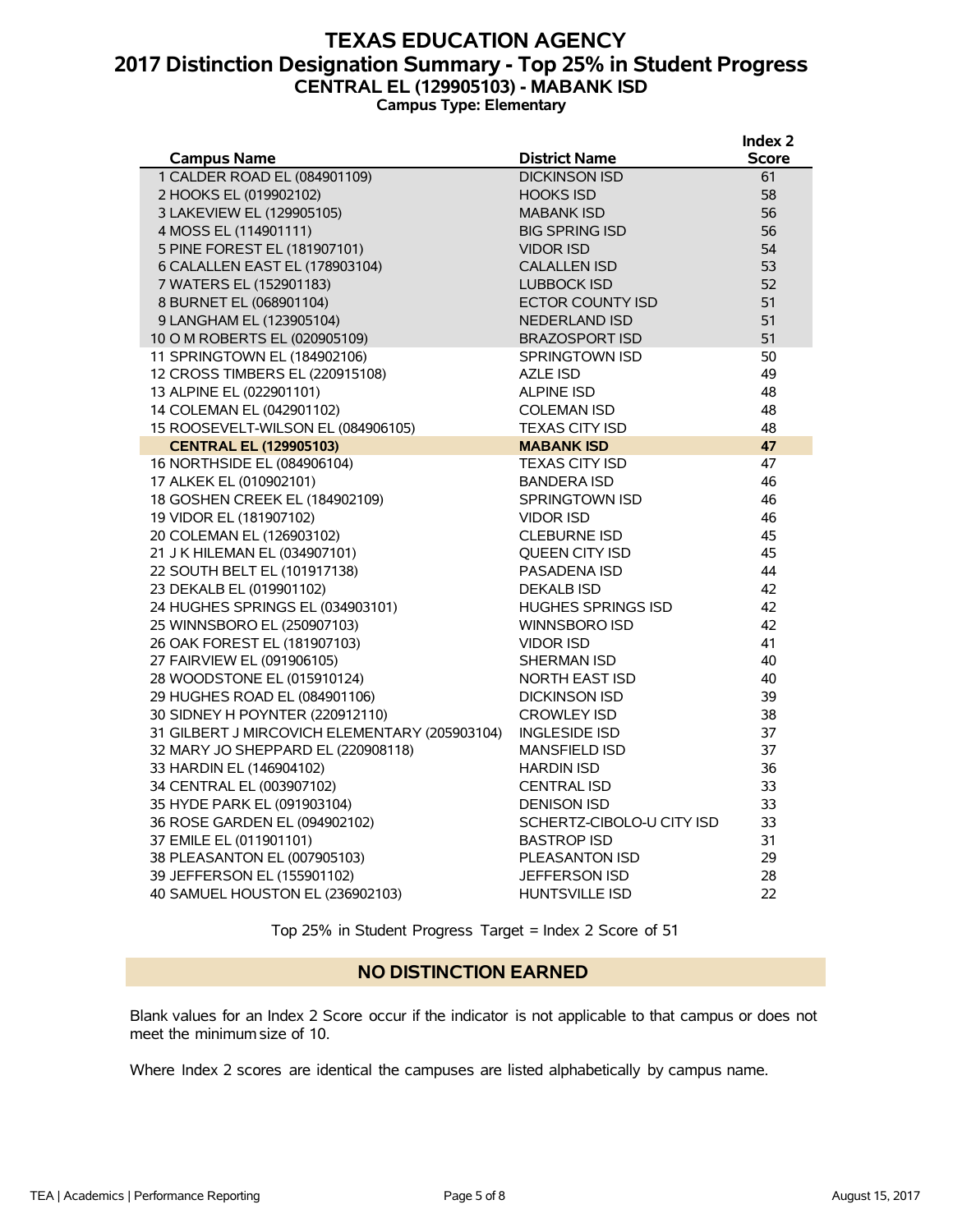# TEXAS EDUCATION AGENCY
## 2017 Distinction Designation Summary - Top 25% in Student Progress
### CENTRAL EL (129905103) - MABANK ISD
**Campus Type: Elementary**

| Campus Name | District Name | Index 2 Score |
|---|---|---|
| 1 CALDER ROAD EL (084901109) | DICKINSON ISD | 61 |
| 2 HOOKS EL (019902102) | HOOKS ISD | 58 |
| 3 LAKEVIEW EL (129905105) | MABANK ISD | 56 |
| 4 MOSS EL (114901111) | BIG SPRING ISD | 56 |
| 5 PINE FOREST EL (181907101) | VIDOR ISD | 54 |
| 6 CALALLEN EAST EL (178903104) | CALALLEN ISD | 53 |
| 7 WATERS EL (152901183) | LUBBOCK ISD | 52 |
| 8 BURNET EL (068901104) | ECTOR COUNTY ISD | 51 |
| 9 LANGHAM EL (123905104) | NEDERLAND ISD | 51 |
| 10 O M ROBERTS EL (020905109) | BRAZOSPORT ISD | 51 |
| 11 SPRINGTOWN EL (184902106) | SPRINGTOWN ISD | 50 |
| 12 CROSS TIMBERS EL (220915108) | AZLE ISD | 49 |
| 13 ALPINE EL (022901101) | ALPINE ISD | 48 |
| 14 COLEMAN EL (042901102) | COLEMAN ISD | 48 |
| 15 ROOSEVELT-WILSON EL (084906105) | TEXAS CITY ISD | 48 |
| **CENTRAL EL (129905103)** | **MABANK ISD** | **47** |
| 16 NORTHSIDE EL (084906104) | TEXAS CITY ISD | 47 |
| 17 ALKEK EL (010902101) | BANDERA ISD | 46 |
| 18 GOSHEN CREEK EL (184902109) | SPRINGTOWN ISD | 46 |
| 19 VIDOR EL (181907102) | VIDOR ISD | 46 |
| 20 COLEMAN EL (126903102) | CLEBURNE ISD | 45 |
| 21 J K HILEMAN EL (034907101) | QUEEN CITY ISD | 45 |
| 22 SOUTH BELT EL (101917138) | PASADENA ISD | 44 |
| 23 DEKALB EL (019901102) | DEKALB ISD | 42 |
| 24 HUGHES SPRINGS EL (034903101) | HUGHES SPRINGS ISD | 42 |
| 25 WINNSBORO EL (250907103) | WINNSBORO ISD | 42 |
| 26 OAK FOREST EL (181907103) | VIDOR ISD | 41 |
| 27 FAIRVIEW EL (091906105) | SHERMAN ISD | 40 |
| 28 WOODSTONE EL (015910124) | NORTH EAST ISD | 40 |
| 29 HUGHES ROAD EL (084901106) | DICKINSON ISD | 39 |
| 30 SIDNEY H POYNTER (220912110) | CROWLEY ISD | 38 |
| 31 GILBERT J MIRCOVICH ELEMENTARY (205903104) | INGLESIDE ISD | 37 |
| 32 MARY JO SHEPPARD EL (220908118) | MANSFIELD ISD | 37 |
| 33 HARDIN EL (146904102) | HARDIN ISD | 36 |
| 34 CENTRAL EL (003907102) | CENTRAL ISD | 33 |
| 35 HYDE PARK EL (091903104) | DENISON ISD | 33 |
| 36 ROSE GARDEN EL (094902102) | SCHERTZ-CIBOLO-U CITY ISD | 33 |
| 37 EMILE EL (011901101) | BASTROP ISD | 31 |
| 38 PLEASANTON EL (007905103) | PLEASANTON ISD | 29 |
| 39 JEFFERSON EL (155901102) | JEFFERSON ISD | 28 |
| 40 SAMUEL HOUSTON EL (236902103) | HUNTSVILLE ISD | 22 |

Top 25% in Student Progress Target = Index 2 Score of 51

**NO DISTINCTION EARNED**

Blank values for an Index 2 Score occur if the indicator is not applicable to that campus or does not meet the minimum size of 10.

Where Index 2 scores are identical the campuses are listed alphabetically by campus name.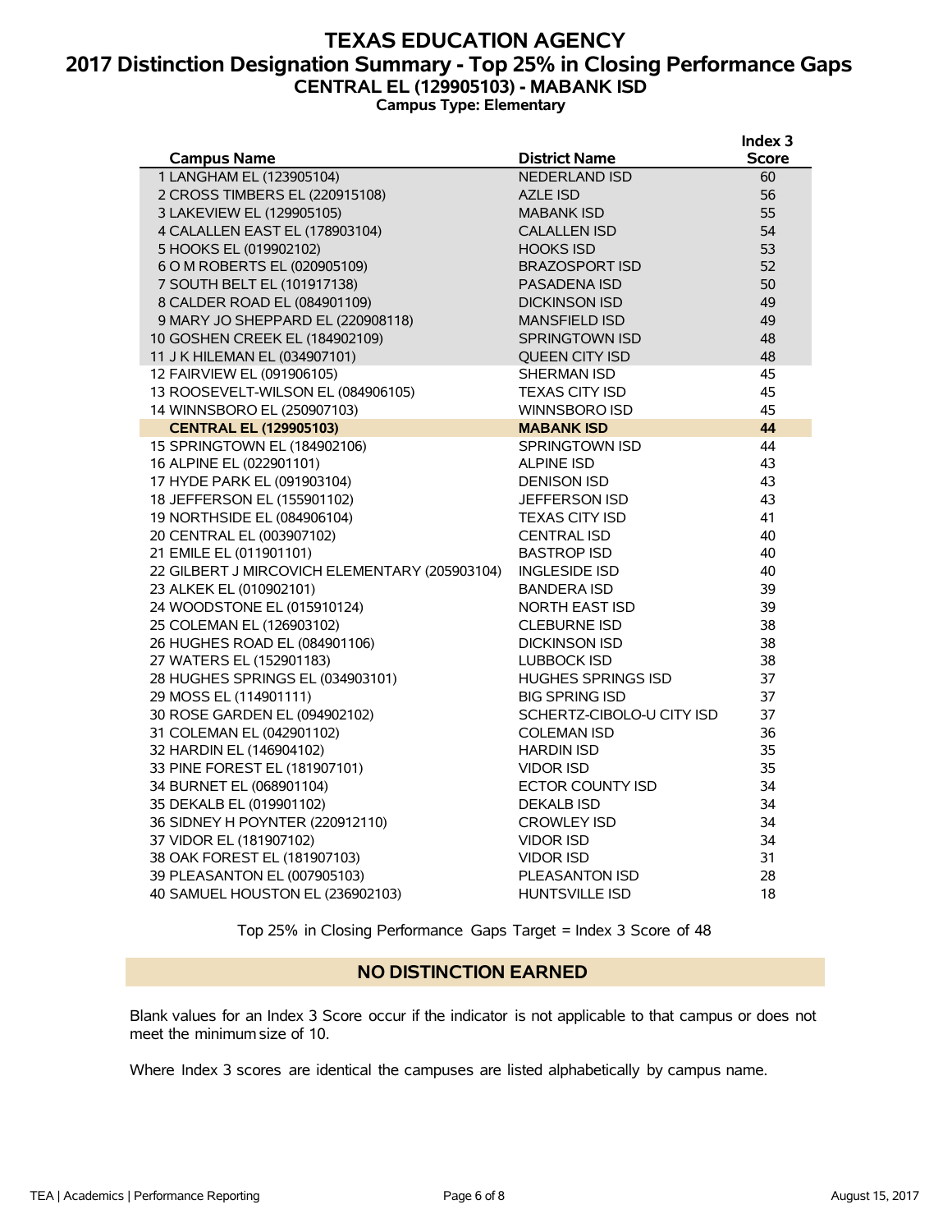# TEXAS EDUCATION AGENCY

## 2017 Distinction Designation Summary - Top 25% in Closing Performance Gaps

### CENTRAL EL (129905103) - MABANK ISD

**Campus Type: Elementary**

| Campus Name | District Name | Index 3 Score |
|---|---|---|
| 1 LANGHAM EL (123905104) | NEDERLAND ISD | 60 |
| 2 CROSS TIMBERS EL (220915108) | AZLE ISD | 56 |
| 3 LAKEVIEW EL (129905105) | MABANK ISD | 55 |
| 4 CALALLEN EAST EL (178903104) | CALALLEN ISD | 54 |
| 5 HOOKS EL (019902102) | HOOKS ISD | 53 |
| 6 O M ROBERTS EL (020905109) | BRAZOSPORT ISD | 52 |
| 7 SOUTH BELT EL (101917138) | PASADENA ISD | 50 |
| 8 CALDER ROAD EL (084901109) | DICKINSON ISD | 49 |
| 9 MARY JO SHEPPARD EL (220908118) | MANSFIELD ISD | 49 |
| 10 GOSHEN CREEK EL (184902109) | SPRINGTOWN ISD | 48 |
| 11 J K HILEMAN EL (034907101) | QUEEN CITY ISD | 48 |
| 12 FAIRVIEW EL (091906105) | SHERMAN ISD | 45 |
| 13 ROOSEVELT-WILSON EL (084906105) | TEXAS CITY ISD | 45 |
| 14 WINNSBORO EL (250907103) | WINNSBORO ISD | 45 |
| **CENTRAL EL (129905103)** | **MABANK ISD** | **44** |
| 15 SPRINGTOWN EL (184902106) | SPRINGTOWN ISD | 44 |
| 16 ALPINE EL (022901101) | ALPINE ISD | 43 |
| 17 HYDE PARK EL (091903104) | DENISON ISD | 43 |
| 18 JEFFERSON EL (155901102) | JEFFERSON ISD | 43 |
| 19 NORTHSIDE EL (084906104) | TEXAS CITY ISD | 41 |
| 20 CENTRAL EL (003907102) | CENTRAL ISD | 40 |
| 21 EMILE EL (011901101) | BASTROP ISD | 40 |
| 22 GILBERT J MIRCOVICH ELEMENTARY (205903104) | INGLESIDE ISD | 40 |
| 23 ALKEK EL (010902101) | BANDERA ISD | 39 |
| 24 WOODSTONE EL (015910124) | NORTH EAST ISD | 39 |
| 25 COLEMAN EL (126903102) | CLEBURNE ISD | 38 |
| 26 HUGHES ROAD EL (084901106) | DICKINSON ISD | 38 |
| 27 WATERS EL (152901183) | LUBBOCK ISD | 38 |
| 28 HUGHES SPRINGS EL (034903101) | HUGHES SPRINGS ISD | 37 |
| 29 MOSS EL (114901111) | BIG SPRING ISD | 37 |
| 30 ROSE GARDEN EL (094902102) | SCHERTZ-CIBOLO-U CITY ISD | 37 |
| 31 COLEMAN EL (042901102) | COLEMAN ISD | 36 |
| 32 HARDIN EL (146904102) | HARDIN ISD | 35 |
| 33 PINE FOREST EL (181907101) | VIDOR ISD | 35 |
| 34 BURNET EL (068901104) | ECTOR COUNTY ISD | 34 |
| 35 DEKALB EL (019901102) | DEKALB ISD | 34 |
| 36 SIDNEY H POYNTER (220912110) | CROWLEY ISD | 34 |
| 37 VIDOR EL (181907102) | VIDOR ISD | 34 |
| 38 OAK FOREST EL (181907103) | VIDOR ISD | 31 |
| 39 PLEASANTON EL (007905103) | PLEASANTON ISD | 28 |
| 40 SAMUEL HOUSTON EL (236902103) | HUNTSVILLE ISD | 18 |

Top 25% in Closing Performance Gaps Target = Index 3 Score of 48

**NO DISTINCTION EARNED**

Blank values for an Index 3 Score occur if the indicator is not applicable to that campus or does not meet the minimum size of 10.

Where Index 3 scores are identical the campuses are listed alphabetically by campus name.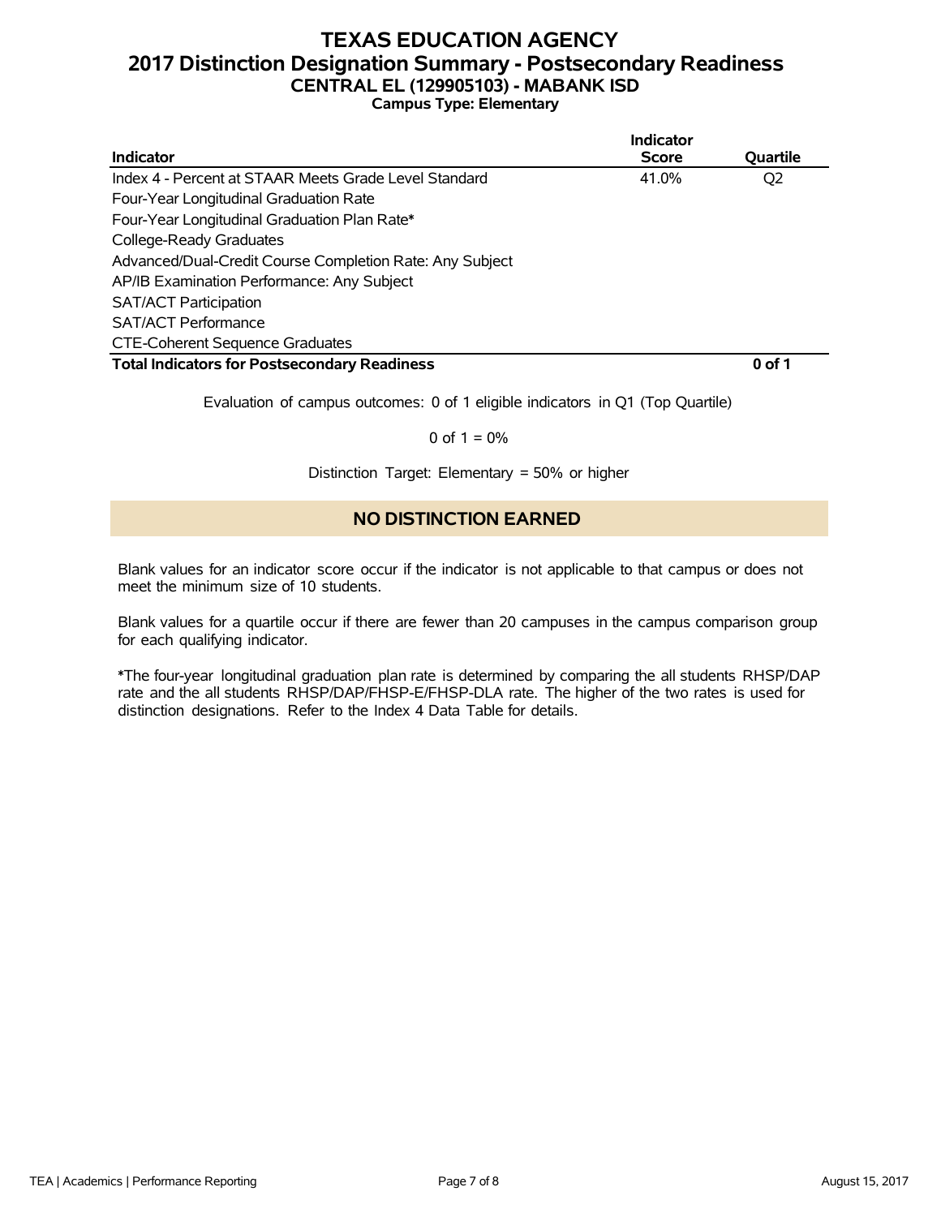# TEXAS EDUCATION AGENCY
## 2017 Distinction Designation Summary - Postsecondary Readiness
### CENTRAL EL (129905103) - MABANK ISD
**Campus Type: Elementary**

| Indicator | Indicator Score | Quartile |
|---|---|---|
| Index 4 - Percent at STAAR Meets Grade Level Standard | 41.0% | Q2 |
| Four-Year Longitudinal Graduation Rate | | |
| Four-Year Longitudinal Graduation Plan Rate* | | |
| College-Ready Graduates | | |
| Advanced/Dual-Credit Course Completion Rate: Any Subject | | |
| AP/IB Examination Performance: Any Subject | | |
| SAT/ACT Participation | | |
| SAT/ACT Performance | | |
| CTE-Coherent Sequence Graduates | | |
| **Total Indicators for Postsecondary Readiness** | | **0 of 1** |

Evaluation of campus outcomes: 0 of 1 eligible indicators in Q1 (Top Quartile)

0 of 1 = 0%

Distinction Target: Elementary = 50% or higher

**NO DISTINCTION EARNED**

Blank values for an indicator score occur if the indicator is not applicable to that campus or does not meet the minimum size of 10 students.

Blank values for a quartile occur if there are fewer than 20 campuses in the campus comparison group for each qualifying indicator.

*The four-year longitudinal graduation plan rate is determined by comparing the all students RHSP/DAP rate and the all students RHSP/DAP/FHSP-E/FHSP-DLA rate. The higher of the two rates is used for distinction designations. Refer to the Index 4 Data Table for details.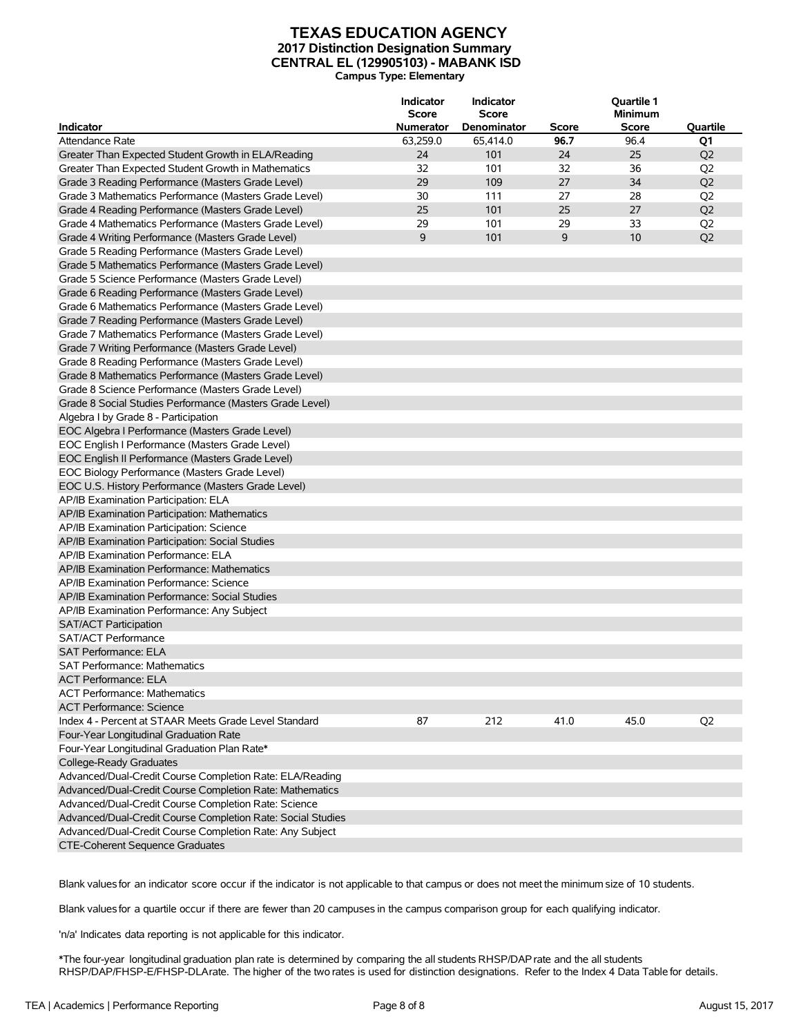# TEXAS EDUCATION AGENCY
## 2017 Distinction Designation Summary
## CENTRAL EL (129905103) - MABANK ISD
**Campus Type: Elementary**

| Indicator | Indicator Score Numerator | Indicator Score Denominator | Score | Quartile 1 Minimum Score | Quartile |
|---|---|---|---|---|---|
| Attendance Rate | 63,259.0 | 65,414.0 | **96.7** | 96.4 | **Q1** |
| Greater Than Expected Student Growth in ELA/Reading | 24 | 101 | 24 | 25 | Q2 |
| Greater Than Expected Student Growth in Mathematics | 32 | 101 | 32 | 36 | Q2 |
| Grade 3 Reading Performance (Masters Grade Level) | 29 | 109 | 27 | 34 | Q2 |
| Grade 3 Mathematics Performance (Masters Grade Level) | 30 | 111 | 27 | 28 | Q2 |
| Grade 4 Reading Performance (Masters Grade Level) | 25 | 101 | 25 | 27 | Q2 |
| Grade 4 Mathematics Performance (Masters Grade Level) | 29 | 101 | 29 | 33 | Q2 |
| Grade 4 Writing Performance (Masters Grade Level) | 9 | 101 | 9 | 10 | Q2 |
| Grade 5 Reading Performance (Masters Grade Level) | | | | | |
| Grade 5 Mathematics Performance (Masters Grade Level) | | | | | |
| Grade 5 Science Performance (Masters Grade Level) | | | | | |
| Grade 6 Reading Performance (Masters Grade Level) | | | | | |
| Grade 6 Mathematics Performance (Masters Grade Level) | | | | | |
| Grade 7 Reading Performance (Masters Grade Level) | | | | | |
| Grade 7 Mathematics Performance (Masters Grade Level) | | | | | |
| Grade 7 Writing Performance (Masters Grade Level) | | | | | |
| Grade 8 Reading Performance (Masters Grade Level) | | | | | |
| Grade 8 Mathematics Performance (Masters Grade Level) | | | | | |
| Grade 8 Science Performance (Masters Grade Level) | | | | | |
| Grade 8 Social Studies Performance (Masters Grade Level) | | | | | |
| Algebra I by Grade 8 - Participation | | | | | |
| EOC Algebra I Performance (Masters Grade Level) | | | | | |
| EOC English I Performance (Masters Grade Level) | | | | | |
| EOC English II Performance (Masters Grade Level) | | | | | |
| EOC Biology Performance (Masters Grade Level) | | | | | |
| EOC U.S. History Performance (Masters Grade Level) | | | | | |
| AP/IB Examination Participation: ELA | | | | | |
| AP/IB Examination Participation: Mathematics | | | | | |
| AP/IB Examination Participation: Science | | | | | |
| AP/IB Examination Participation: Social Studies | | | | | |
| AP/IB Examination Performance: ELA | | | | | |
| AP/IB Examination Performance: Mathematics | | | | | |
| AP/IB Examination Performance: Science | | | | | |
| AP/IB Examination Performance: Social Studies | | | | | |
| AP/IB Examination Performance: Any Subject | | | | | |
| SAT/ACT Participation | | | | | |
| SAT/ACT Performance | | | | | |
| SAT Performance: ELA | | | | | |
| SAT Performance: Mathematics | | | | | |
| ACT Performance: ELA | | | | | |
| ACT Performance: Mathematics | | | | | |
| ACT Performance: Science | | | | | |
| Index 4 - Percent at STAAR Meets Grade Level Standard | 87 | 212 | 41.0 | 45.0 | Q2 |
| Four-Year Longitudinal Graduation Rate | | | | | |
| Four-Year Longitudinal Graduation Plan Rate* | | | | | |
| College-Ready Graduates | | | | | |
| Advanced/Dual-Credit Course Completion Rate: ELA/Reading | | | | | |
| Advanced/Dual-Credit Course Completion Rate: Mathematics | | | | | |
| Advanced/Dual-Credit Course Completion Rate: Science | | | | | |
| Advanced/Dual-Credit Course Completion Rate: Social Studies | | | | | |
| Advanced/Dual-Credit Course Completion Rate: Any Subject | | | | | |
| CTE-Coherent Sequence Graduates | | | | | |

Blank values for an indicator score occur if the indicator is not applicable to that campus or does not meet the minimum size of 10 students.

Blank values for a quartile occur if there are fewer than 20 campuses in the campus comparison group for each qualifying indicator.

'n/a' Indicates data reporting is not applicable for this indicator.

*The four-year longitudinal graduation plan rate is determined by comparing the all students RHSP/DAP rate and the all students RHSP/DAP/FHSP-E/FHSP-DLA rate. The higher of the two rates is used for distinction designations. Refer to the Index 4 Data Table for details.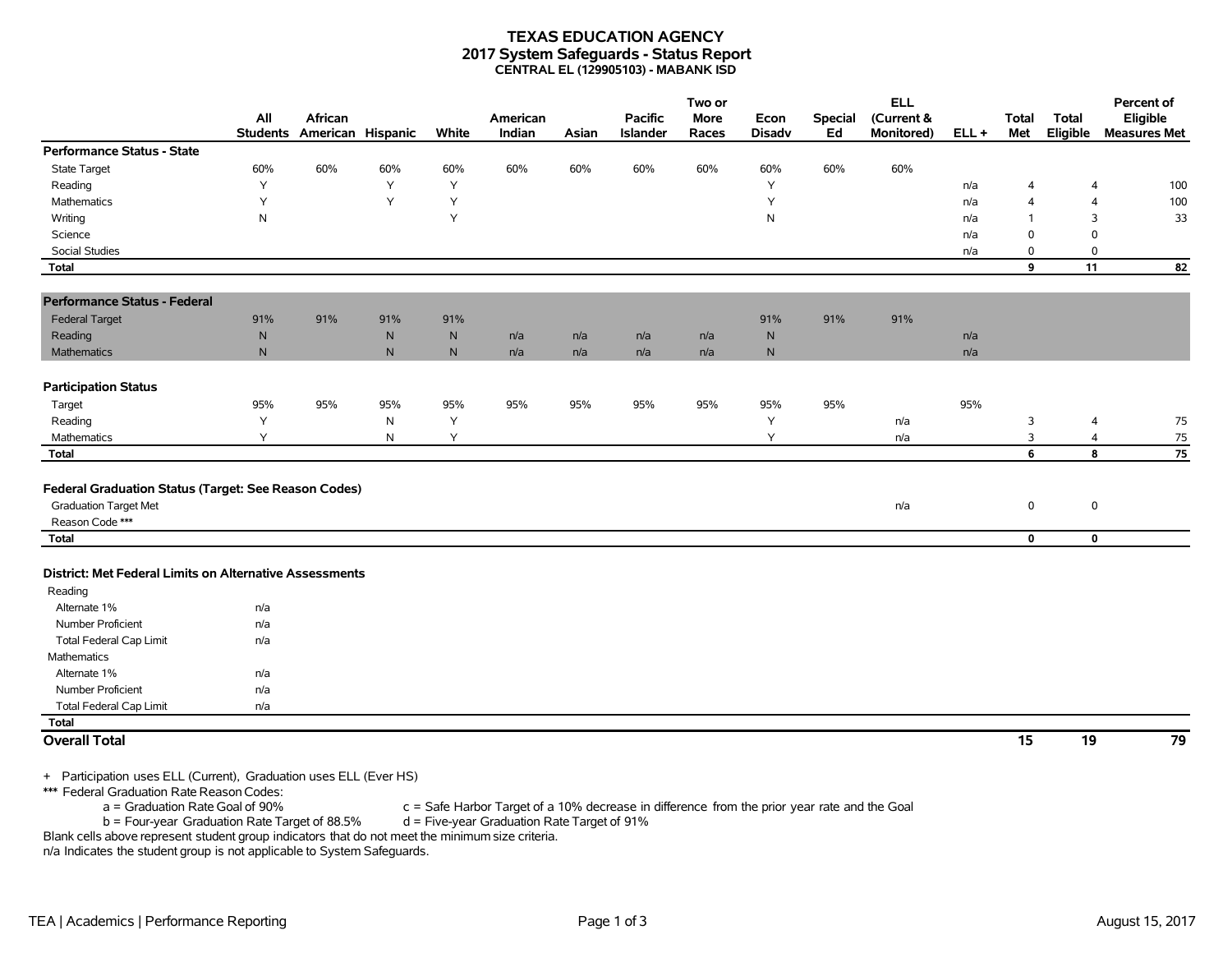# TEXAS EDUCATION AGENCY
## 2017 System Safeguards - Status Report
### CENTRAL EL (129905103) - MABANK ISD

| | All Students | African American | Hispanic | White | American Indian | Asian | Pacific Islander | Two or More Races | Econ Disadv | Special Ed | ELL (Current & Monitored) | ELL + | Total Met | Total Eligible | Percent of Eligible Measures Met |
|---|---|---|---|---|---|---|---|---|---|---|---|---|---|---|---|
| **Performance Status - State** | | | | | | | | | | | | | | | |
| State Target | 60% | 60% | 60% | 60% | 60% | 60% | 60% | 60% | 60% | 60% | 60% | | | | |
| Reading | Y | | Y | Y | | | | | Y | | | n/a | 4 | 4 | 100 |
| Mathematics | Y | | Y | Y | | | | | Y | | | n/a | 4 | 4 | 100 |
| Writing | N | | | Y | | | | | N | | | n/a | 1 | 3 | 33 |
| Science | | | | | | | | | | | | n/a | 0 | 0 | |
| Social Studies | | | | | | | | | | | | n/a | 0 | 0 | |
| **Total** | | | | | | | | | | | | | **9** | **11** | **82** |
| **Performance Status - Federal** | | | | | | | | | | | | | | | |
| Federal Target | 91% | 91% | 91% | 91% | | | | | 91% | 91% | 91% | | | | |
| Reading | N | | N | N | n/a | n/a | n/a | n/a | N | | | n/a | | | |
| Mathematics | N | | N | N | n/a | n/a | n/a | n/a | N | | | n/a | | | |
| **Participation Status** | | | | | | | | | | | | | | | |
| Target | 95% | 95% | 95% | 95% | 95% | 95% | 95% | 95% | 95% | 95% | | 95% | | | |
| Reading | Y | | N | Y | | | | | Y | | n/a | | 3 | 4 | 75 |
| Mathematics | Y | | N | Y | | | | | Y | | n/a | | 3 | 4 | 75 |
| **Total** | | | | | | | | | | | | | **6** | **8** | **75** |
| **Federal Graduation Status (Target: See Reason Codes)** | | | | | | | | | | | | | | | |
| Graduation Target Met | | | | | | | | | | | n/a | | 0 | 0 | |
| Reason Code *** | | | | | | | | | | | | | | | |
| **Total** | | | | | | | | | | | | | **0** | **0** | |
| **District: Met Federal Limits on Alternative Assessments** | | | | | | | | | | | | | | | |
| Reading | | | | | | | | | | | | | | | |
| Alternate 1% | n/a | | | | | | | | | | | | | | |
| Number Proficient | n/a | | | | | | | | | | | | | | |
| Total Federal Cap Limit | n/a | | | | | | | | | | | | | | |
| Mathematics | | | | | | | | | | | | | | | |
| Alternate 1% | n/a | | | | | | | | | | | | | | |
| Number Proficient | n/a | | | | | | | | | | | | | | |
| Total Federal Cap Limit | n/a | | | | | | | | | | | | | | |
| **Total** | | | | | | | | | | | | | | | |
| **Overall Total** | | | | | | | | | | | | | **15** | **19** | **79** |

\+ Participation uses ELL (Current), Graduation uses ELL (Ever HS)

*** Federal Graduation Rate Reason Codes:

a = Graduation Rate Goal of 90%
b = Four-year Graduation Rate Target of 88.5%
c = Safe Harbor Target of a 10% decrease in difference from the prior year rate and the Goal
d = Five-year Graduation Rate Target of 91%

Blank cells above represent student group indicators that do not meet the minimum size criteria.

n/a Indicates the student group is not applicable to System Safeguards.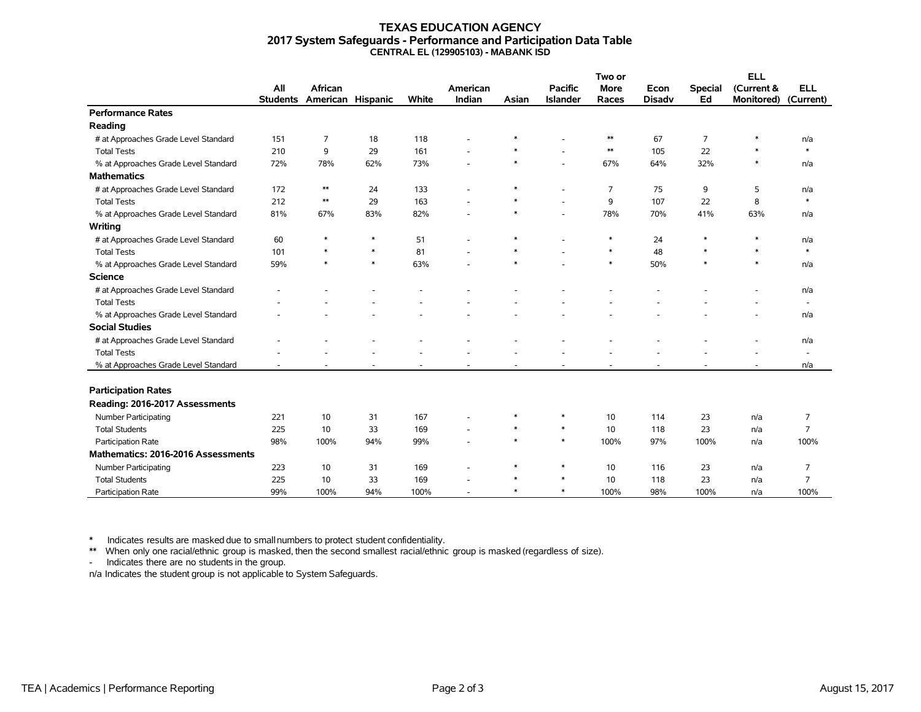# TEXAS EDUCATION AGENCY
## 2017 System Safeguards - Performance and Participation Data Table
### CENTRAL EL (129905103) - MABANK ISD

| | All Students | African American | Hispanic | White | American Indian | Asian | Pacific Islander | Two or More Races | Econ Disadv | Special Ed | ELL (Current & Monitored) | ELL (Current) |
|---|---|---|---|---|---|---|---|---|---|---|---|---|
| **Performance Rates** | | | | | | | | | | | | |
| **Reading** | | | | | | | | | | | | |
| # at Approaches Grade Level Standard | 151 | 7 | 18 | 118 | - | * | - | ** | 67 | 7 | * | n/a |
| Total Tests | 210 | 9 | 29 | 161 | - | * | - | ** | 105 | 22 | * | * |
| % at Approaches Grade Level Standard | 72% | 78% | 62% | 73% | - | * | - | 67% | 64% | 32% | * | n/a |
| **Mathematics** | | | | | | | | | | | | |
| # at Approaches Grade Level Standard | 172 | ** | 24 | 133 | - | * | - | 7 | 75 | 9 | 5 | n/a |
| Total Tests | 212 | ** | 29 | 163 | - | * | - | 9 | 107 | 22 | 8 | * |
| % at Approaches Grade Level Standard | 81% | 67% | 83% | 82% | - | * | - | 78% | 70% | 41% | 63% | n/a |
| **Writing** | | | | | | | | | | | | |
| # at Approaches Grade Level Standard | 60 | * | * | 51 | - | * | - | * | 24 | * | * | n/a |
| Total Tests | 101 | * | * | 81 | - | * | - | * | 48 | * | * | * |
| % at Approaches Grade Level Standard | 59% | * | * | 63% | - | * | - | * | 50% | * | * | n/a |
| **Science** | | | | | | | | | | | | |
| # at Approaches Grade Level Standard | - | - | - | - | - | - | - | - | - | - | - | n/a |
| Total Tests | - | - | - | - | - | - | - | - | - | - | - | - |
| % at Approaches Grade Level Standard | - | - | - | - | - | - | - | - | - | - | - | n/a |
| **Social Studies** | | | | | | | | | | | | |
| # at Approaches Grade Level Standard | - | - | - | - | - | - | - | - | - | - | - | n/a |
| Total Tests | - | - | - | - | - | - | - | - | - | - | - | - |
| % at Approaches Grade Level Standard | - | - | - | - | - | - | - | - | - | - | - | n/a |
| **Participation Rates** | | | | | | | | | | | | |
| **Reading: 2016-2017 Assessments** | | | | | | | | | | | | |
| Number Participating | 221 | 10 | 31 | 167 | - | * | * | 10 | 114 | 23 | n/a | 7 |
| Total Students | 225 | 10 | 33 | 169 | - | * | * | 10 | 118 | 23 | n/a | 7 |
| Participation Rate | 98% | 100% | 94% | 99% | - | * | * | 100% | 97% | 100% | n/a | 100% |
| **Mathematics: 2016-2016 Assessments** | | | | | | | | | | | | |
| Number Participating | 223 | 10 | 31 | 169 | - | * | * | 10 | 116 | 23 | n/a | 7 |
| Total Students | 225 | 10 | 33 | 169 | - | * | * | 10 | 118 | 23 | n/a | 7 |
| Participation Rate | 99% | 100% | 94% | 100% | - | * | * | 100% | 98% | 100% | n/a | 100% |

\* Indicates results are masked due to small numbers to protect student confidentiality.

** When only one racial/ethnic group is masked, then the second smallest racial/ethnic group is masked (regardless of size).

\- Indicates there are no students in the group.

n/a Indicates the student group is not applicable to System Safeguards.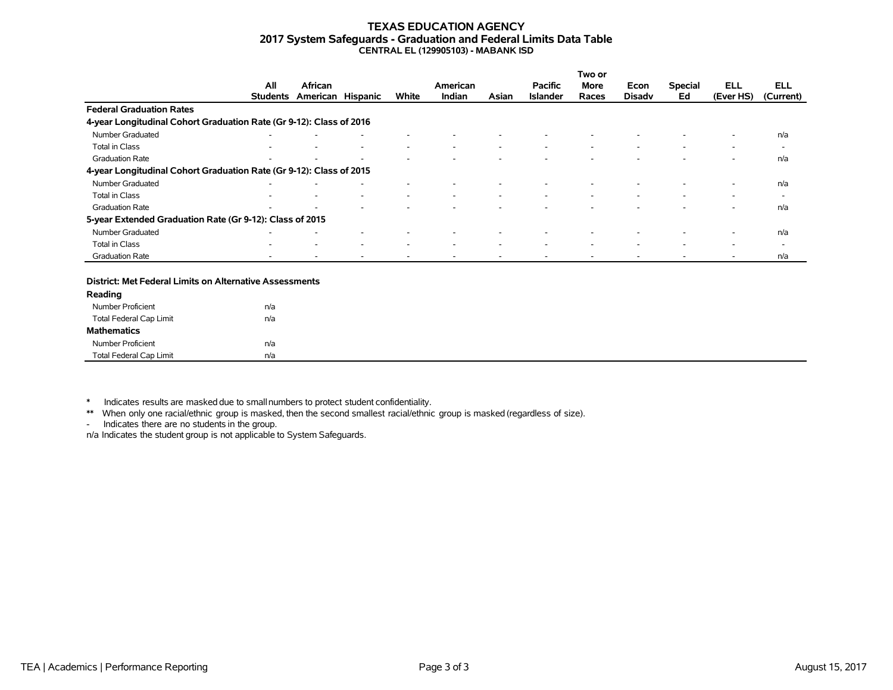# TEXAS EDUCATION AGENCY
## 2017 System Safeguards - Graduation and Federal Limits Data Table
### CENTRAL EL (129905103) - MABANK ISD

| | All Students | African American | Hispanic | White | American Indian | Asian | Pacific Islander | Two or More Races | Econ Disadv | Special Ed | ELL (Ever HS) | ELL (Current) |
|---|---|---|---|---|---|---|---|---|---|---|---|---|
| **Federal Graduation Rates** | | | | | | | | | | | | |
| **4-year Longitudinal Cohort Graduation Rate (Gr 9-12): Class of 2016** | | | | | | | | | | | | |
| Number Graduated | - | - | - | - | - | - | - | - | - | - | - | n/a |
| Total in Class | - | - | - | - | - | - | - | - | - | - | - | - |
| Graduation Rate | - | - | - | - | - | - | - | - | - | - | - | n/a |
| **4-year Longitudinal Cohort Graduation Rate (Gr 9-12): Class of 2015** | | | | | | | | | | | | |
| Number Graduated | - | - | - | - | - | - | - | - | - | - | - | n/a |
| Total in Class | - | - | - | - | - | - | - | - | - | - | - | - |
| Graduation Rate | - | - | - | - | - | - | - | - | - | - | - | n/a |
| **5-year Extended Graduation Rate (Gr 9-12): Class of 2015** | | | | | | | | | | | | |
| Number Graduated | - | - | - | - | - | - | - | - | - | - | - | n/a |
| Total in Class | - | - | - | - | - | - | - | - | - | - | - | - |
| Graduation Rate | - | - | - | - | - | - | - | - | - | - | - | n/a |

| **District: Met Federal Limits on Alternative Assessments** | |
|---|---|
| **Reading** | |
| Number Proficient | n/a |
| Total Federal Cap Limit | n/a |
| **Mathematics** | |
| Number Proficient | n/a |
| Total Federal Cap Limit | n/a |

\* Indicates results are masked due to small numbers to protect student confidentiality.

\*\* When only one racial/ethnic group is masked, then the second smallest racial/ethnic group is masked (regardless of size).

\- Indicates there are no students in the group.

n/a Indicates the student group is not applicable to System Safeguards.